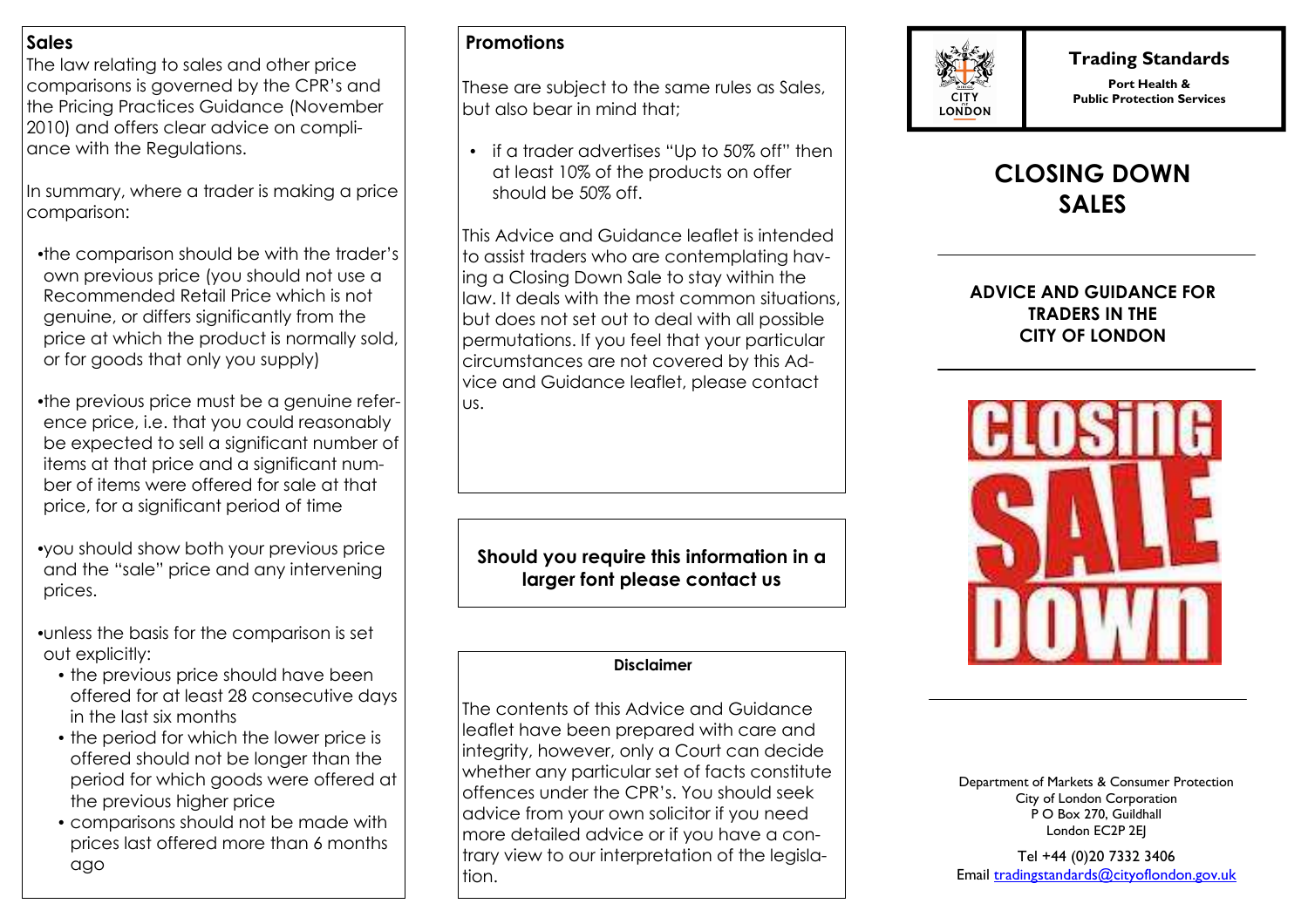## Sales

The law relating to sales and other price comparisons is governed by the CPR's and the Pricing Practices Guidance (November 2010) and offers clear advice on compliance with the Regulations.

In summary, where a trader is making a price comparison:

- the comparison should be with the trader's own previous price (you should not use a Recommended Retail Price which is not genuine, or differs significantly from the price at which the product is normally sold, or for goods that only you supply)
- the previous price must be a genuine reference price, i.e. that you could reasonably be expected to sell a significant number of items at that price and a significant number of items were offered for sale at that price, for a significant period of time
- you should show both your previous price and the "sale" price and any intervening prices.
- unless the basis for the comparison is set out explicitly:
  - the previous price should have been offered for at least 28 consecutive days in the last six months
  - the period for which the lower price is offered should not be longer than the period for which goods were offered at the previous higher price
  - comparisons should not be made with prices last offered more than 6 months ago

## Promotions

These are subject to the same rules as Sales, but also bear in mind that;

- if a trader advertises "Up to 50% off" then at least 10% of the products on offer should be 50% off.

This Advice and Guidance leaflet is intended to assist traders who are contemplating having a Closing Down Sale to stay within the law. It deals with the most common situations, but does not set out to deal with all possible permutations. If you feel that your particular circumstances are not covered by this Advice and Guidance leaflet, please contact us.

**Should you require this information in a larger font please contact us**

**Disclaimer**

The contents of this Advice and Guidance leaflet have been prepared with care and integrity, however, only a Court can decide whether any particular set of facts constitute offences under the CPR's. You should seek advice from your own solicitor if you need more detailed advice or if you have a contrary view to our interpretation of the legislation.

CITY LONDON

**Trading Standards**

**Port Health & Public Protection Services**

# CLOSING DOWN SALES

### ADVICE AND GUIDANCE FOR TRADERS IN THE CITY OF LONDON

CLOSING SALE DOWN

Department of Markets & Consumer Protection
City of London Corporation
P O Box 270, Guildhall
London EC2P 2EJ

Tel +44 (0)20 7332 3406
Email tradingstandards@cityoflondon.gov.uk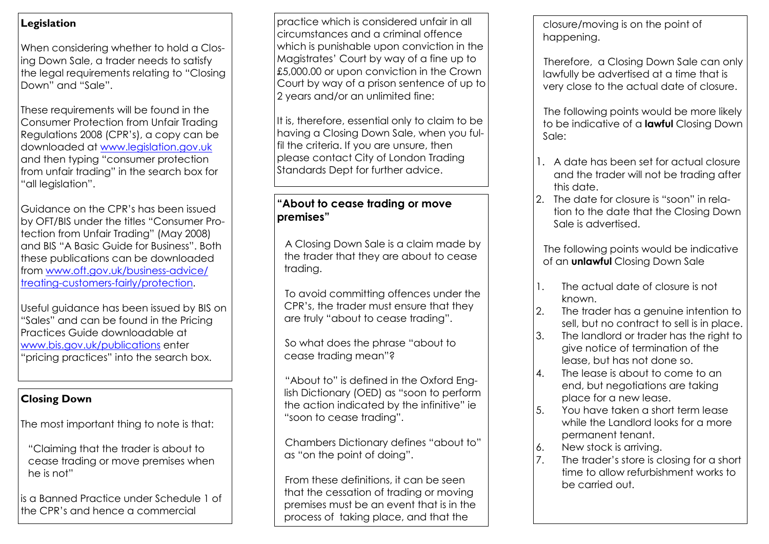## Legislation

When considering whether to hold a Closing Down Sale, a trader needs to satisfy the legal requirements relating to "Closing Down" and "Sale".

These requirements will be found in the Consumer Protection from Unfair Trading Regulations 2008 (CPR's), a copy can be downloaded at www.legislation.gov.uk and then typing "consumer protection from unfair trading" in the search box for "all legislation".

Guidance on the CPR's has been issued by OFT/BIS under the titles "Consumer Protection from Unfair Trading" (May 2008) and BIS "A Basic Guide for Business". Both these publications can be downloaded from www.oft.gov.uk/business-advice/treating-customers-fairly/protection.

Useful guidance has been issued by BIS on "Sales" and can be found in the Pricing Practices Guide downloadable at www.bis.gov.uk/publications enter "pricing practices" into the search box.

## Closing Down

The most important thing to note is that:

> "Claiming that the trader is about to cease trading or move premises when he is not"

is a Banned Practice under Schedule 1 of the CPR's and hence a commercial practice which is considered unfair in all circumstances and a criminal offence which is punishable upon conviction in the Magistrates' Court by way of a fine up to £5,000.00 or upon conviction in the Crown Court by way of a prison sentence of up to 2 years and/or an unlimited fine:

It is, therefore, essential only to claim to be having a Closing Down Sale, when you fulfil the criteria. If you are unsure, then please contact City of London Trading Standards Dept for further advice.

## "About to cease trading or move premises"

A Closing Down Sale is a claim made by the trader that they are about to cease trading.

To avoid committing offences under the CPR's, the trader must ensure that they are truly "about to cease trading".

So what does the phrase "about to cease trading mean"?

"About to" is defined in the Oxford English Dictionary (OED) as "soon to perform the action indicated by the infinitive" ie "soon to cease trading".

Chambers Dictionary defines "about to" as "on the point of doing".

From these definitions, it can be seen that the cessation of trading or moving premises must be an event that is in the process of taking place, and that the closure/moving is on the point of happening.

Therefore, a Closing Down Sale can only lawfully be advertised at a time that is very close to the actual date of closure.

The following points would be more likely to be indicative of a **lawful** Closing Down Sale:

1. A date has been set for actual closure and the trader will not be trading after this date.
2. The date for closure is "soon" in relation to the date that the Closing Down Sale is advertised.

The following points would be indicative of an **unlawful** Closing Down Sale

1. The actual date of closure is not known.
2. The trader has a genuine intention to sell, but no contract to sell is in place.
3. The landlord or trader has the right to give notice of termination of the lease, but has not done so.
4. The lease is about to come to an end, but negotiations are taking place for a new lease.
5. You have taken a short term lease while the Landlord looks for a more permanent tenant.
6. New stock is arriving.
7. The trader's store is closing for a short time to allow refurbishment works to be carried out.